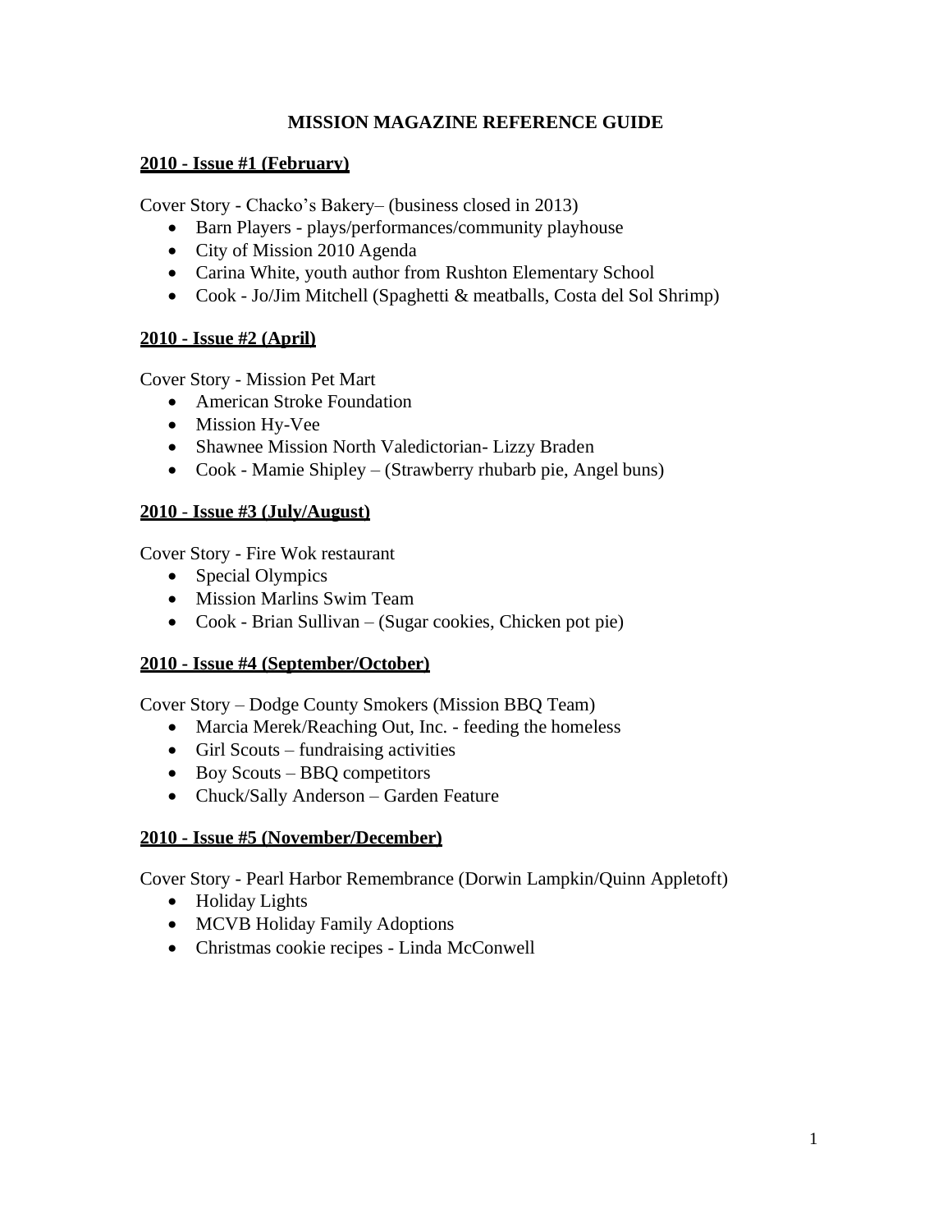# MISSION MAGAZINE REFERENCE GUIDE

**2010 - Issue #1 (February)**

Cover Story - Chacko's Bakery– (business closed in 2013)

- Barn Players - plays/performances/community playhouse
- City of Mission 2010 Agenda
- Carina White, youth author from Rushton Elementary School
- Cook - Jo/Jim Mitchell (Spaghetti & meatballs, Costa del Sol Shrimp)

**2010 - Issue #2 (April)**

Cover Story - Mission Pet Mart

- American Stroke Foundation
- Mission Hy-Vee
- Shawnee Mission North Valedictorian- Lizzy Braden
- Cook - Mamie Shipley – (Strawberry rhubarb pie, Angel buns)

**2010 - Issue #3 (July/August)**

Cover Story - Fire Wok restaurant

- Special Olympics
- Mission Marlins Swim Team
- Cook - Brian Sullivan – (Sugar cookies, Chicken pot pie)

**2010 - Issue #4 (September/October)**

Cover Story – Dodge County Smokers (Mission BBQ Team)

- Marcia Merek/Reaching Out, Inc. - feeding the homeless
- Girl Scouts – fundraising activities
- Boy Scouts – BBQ competitors
- Chuck/Sally Anderson – Garden Feature

**2010 - Issue #5 (November/December)**

Cover Story - Pearl Harbor Remembrance (Dorwin Lampkin/Quinn Appletoft)

- Holiday Lights
- MCVB Holiday Family Adoptions
- Christmas cookie recipes - Linda McConwell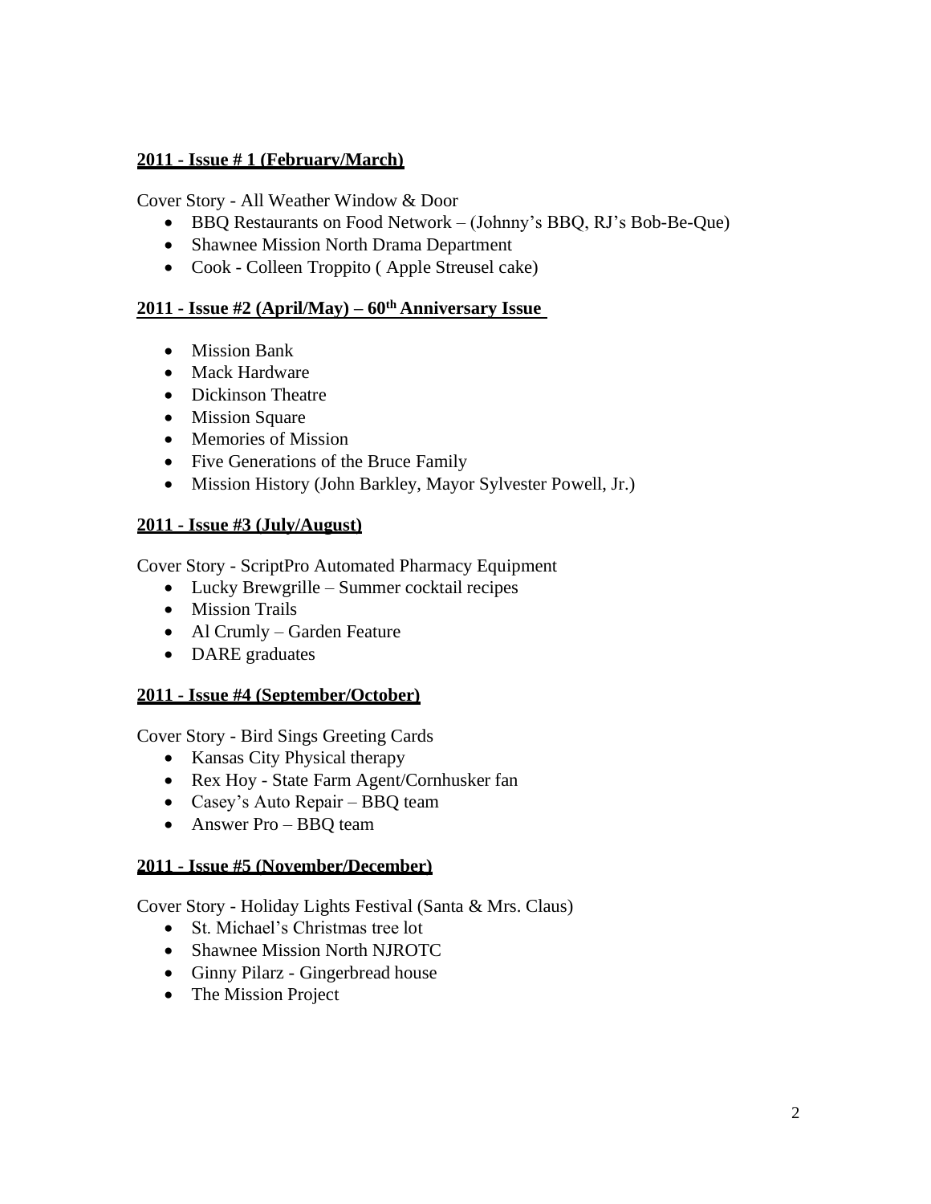**2011 - Issue # 1 (February/March)**

Cover Story - All Weather Window & Door

- BBQ Restaurants on Food Network – (Johnny's BBQ, RJ's Bob-Be-Que)
- Shawnee Mission North Drama Department
- Cook - Colleen Troppito ( Apple Streusel cake)

**2011 - Issue #2 (April/May) – 60th Anniversary Issue**

- Mission Bank
- Mack Hardware
- Dickinson Theatre
- Mission Square
- Memories of Mission
- Five Generations of the Bruce Family
- Mission History (John Barkley, Mayor Sylvester Powell, Jr.)

**2011 - Issue #3 (July/August)**

Cover Story - ScriptPro Automated Pharmacy Equipment

- Lucky Brewgrille – Summer cocktail recipes
- Mission Trails
- Al Crumly – Garden Feature
- DARE graduates

**2011 - Issue #4 (September/October)**

Cover Story - Bird Sings Greeting Cards

- Kansas City Physical therapy
- Rex Hoy - State Farm Agent/Cornhusker fan
- Casey's Auto Repair – BBQ team
- Answer Pro – BBQ team

**2011 - Issue #5 (November/December)**

Cover Story - Holiday Lights Festival (Santa & Mrs. Claus)

- St. Michael's Christmas tree lot
- Shawnee Mission North NJROTC
- Ginny Pilarz - Gingerbread house
- The Mission Project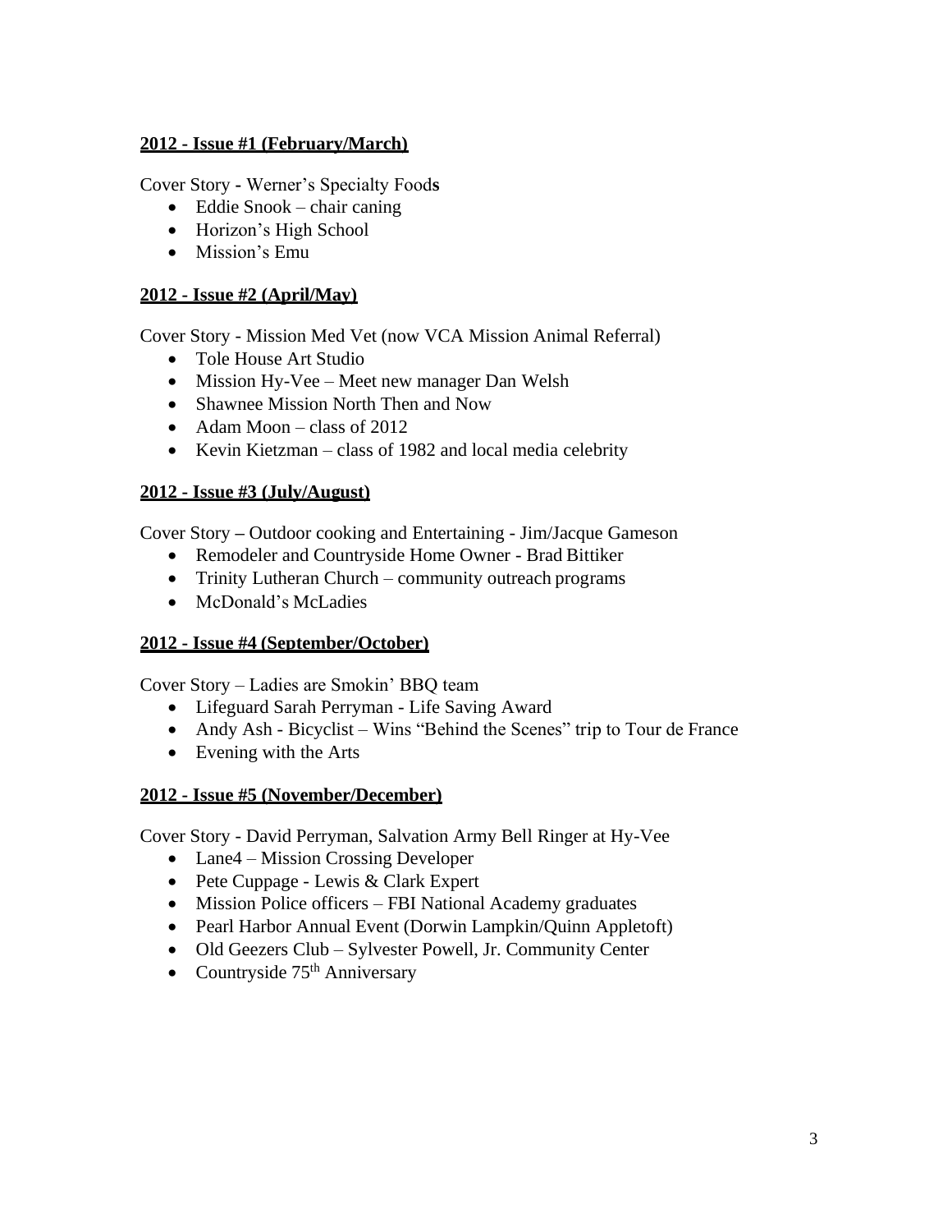**2012 - Issue #1 (February/March)**

Cover Story - Werner's Specialty Food**s**

- Eddie Snook – chair caning
- Horizon's High School
- Mission's Emu

**2012 - Issue #2 (April/May)**

Cover Story - Mission Med Vet (now VCA Mission Animal Referral)

- Tole House Art Studio
- Mission Hy-Vee – Meet new manager Dan Welsh
- Shawnee Mission North Then and Now
- Adam Moon – class of 2012
- Kevin Kietzman – class of 1982 and local media celebrity

**2012 - Issue #3 (July/August)**

Cover Story – Outdoor cooking and Entertaining - Jim/Jacque Gameson

- Remodeler and Countryside Home Owner - Brad Bittiker
- Trinity Lutheran Church – community outreach programs
- McDonald's McLadies

**2012 - Issue #4 (September/October)**

Cover Story – Ladies are Smokin' BBQ team

- Lifeguard Sarah Perryman - Life Saving Award
- Andy Ash - Bicyclist – Wins "Behind the Scenes" trip to Tour de France
- Evening with the Arts

**2012 - Issue #5 (November/December)**

Cover Story - David Perryman, Salvation Army Bell Ringer at Hy-Vee

- Lane4 – Mission Crossing Developer
- Pete Cuppage - Lewis & Clark Expert
- Mission Police officers – FBI National Academy graduates
- Pearl Harbor Annual Event (Dorwin Lampkin/Quinn Appletoft)
- Old Geezers Club – Sylvester Powell, Jr. Community Center
- Countryside 75th Anniversary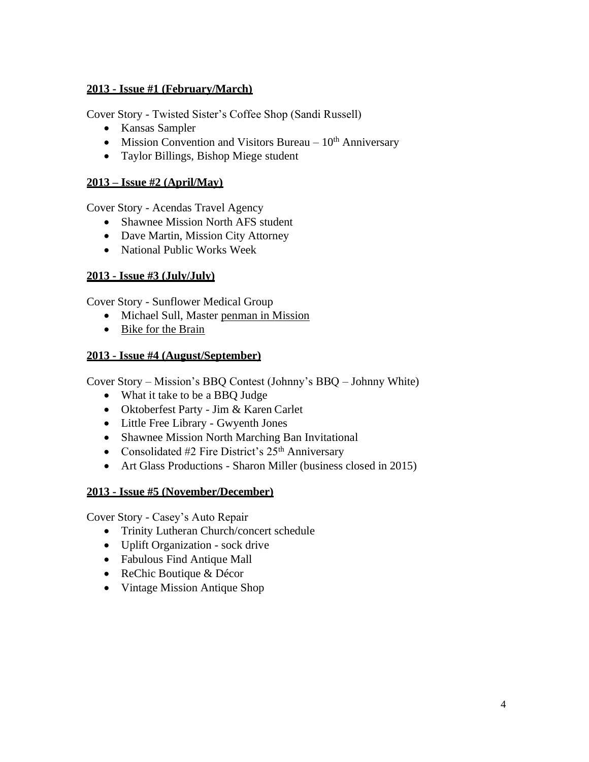**2013 - Issue #1 (February/March)**

Cover Story - Twisted Sister's Coffee Shop (Sandi Russell)

- Kansas Sampler
- Mission Convention and Visitors Bureau – 10th Anniversary
- Taylor Billings, Bishop Miege student

**2013 – Issue #2 (April/May)**

Cover Story - Acendas Travel Agency

- Shawnee Mission North AFS student
- Dave Martin, Mission City Attorney
- National Public Works Week

**2013 - Issue #3 (July/July)**

Cover Story - Sunflower Medical Group

- Michael Sull, Master penman in Mission
- Bike for the Brain

**2013 - Issue #4 (August/September)**

Cover Story – Mission's BBQ Contest (Johnny's BBQ – Johnny White)

- What it take to be a BBQ Judge
- Oktoberfest Party - Jim & Karen Carlet
- Little Free Library - Gwyenth Jones
- Shawnee Mission North Marching Ban Invitational
- Consolidated #2 Fire District's 25th Anniversary
- Art Glass Productions - Sharon Miller (business closed in 2015)

**2013 - Issue #5 (November/December)**

Cover Story - Casey's Auto Repair

- Trinity Lutheran Church/concert schedule
- Uplift Organization - sock drive
- Fabulous Find Antique Mall
- ReChic Boutique & Décor
- Vintage Mission Antique Shop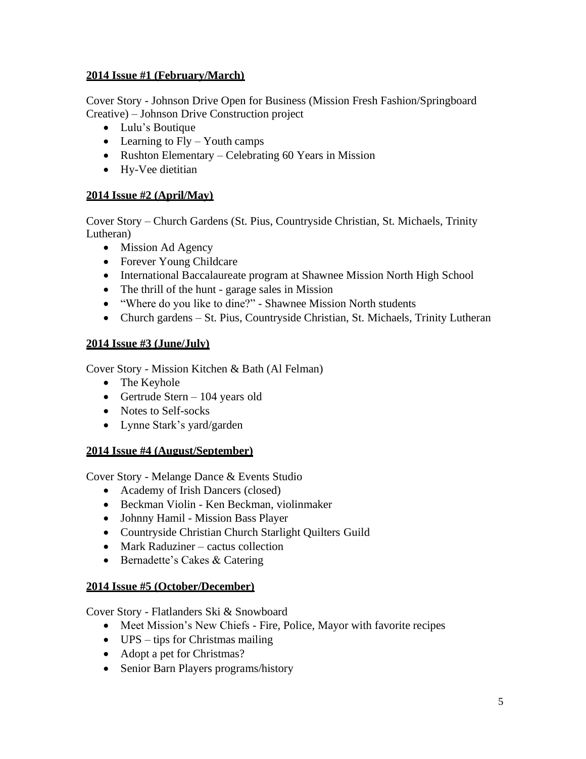**2014 Issue #1 (February/March)**

Cover Story - Johnson Drive Open for Business (Mission Fresh Fashion/Springboard Creative) – Johnson Drive Construction project

- Lulu's Boutique
- Learning to Fly – Youth camps
- Rushton Elementary – Celebrating 60 Years in Mission
- Hy-Vee dietitian

**2014 Issue #2 (April/May)**

Cover Story – Church Gardens (St. Pius, Countryside Christian, St. Michaels, Trinity Lutheran)

- Mission Ad Agency
- Forever Young Childcare
- International Baccalaureate program at Shawnee Mission North High School
- The thrill of the hunt - garage sales in Mission
- "Where do you like to dine?" - Shawnee Mission North students
- Church gardens – St. Pius, Countryside Christian, St. Michaels, Trinity Lutheran

**2014 Issue #3 (June/July)**

Cover Story - Mission Kitchen & Bath (Al Felman)

- The Keyhole
- Gertrude Stern – 104 years old
- Notes to Self-socks
- Lynne Stark's yard/garden

**2014 Issue #4 (August/September)**

Cover Story - Melange Dance & Events Studio

- Academy of Irish Dancers (closed)
- Beckman Violin - Ken Beckman, violinmaker
- Johnny Hamil - Mission Bass Player
- Countryside Christian Church Starlight Quilters Guild
- Mark Raduziner – cactus collection
- Bernadette's Cakes & Catering

**2014 Issue #5 (October/December)**

Cover Story - Flatlanders Ski & Snowboard

- Meet Mission's New Chiefs - Fire, Police, Mayor with favorite recipes
- UPS – tips for Christmas mailing
- Adopt a pet for Christmas?
- Senior Barn Players programs/history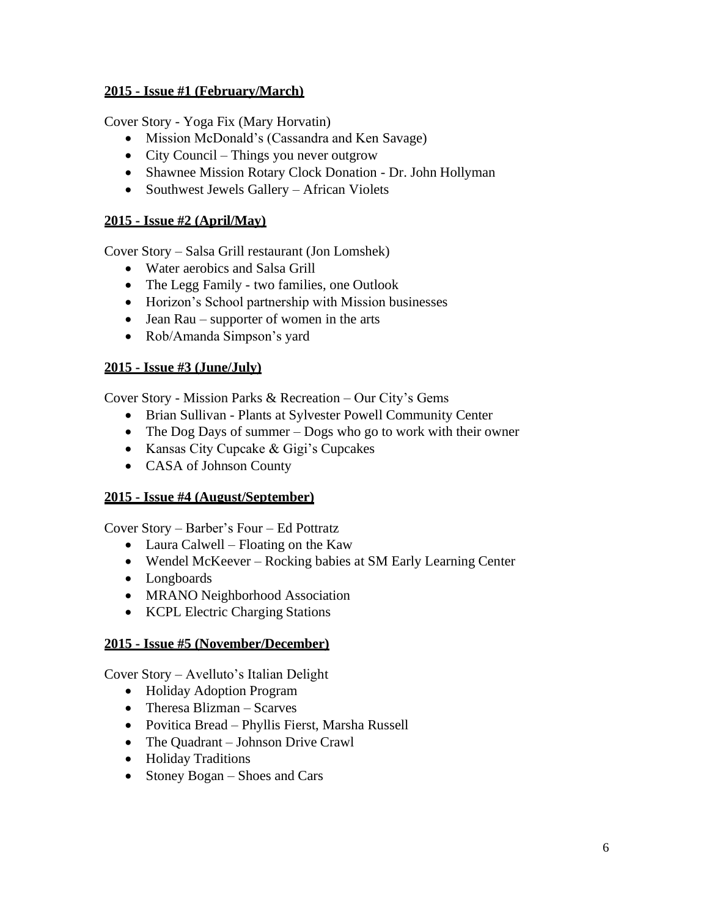**<u>2015 - Issue #1 (February/March)</u>**

Cover Story - Yoga Fix (Mary Horvatin)

- Mission McDonald's (Cassandra and Ken Savage)
- City Council – Things you never outgrow
- Shawnee Mission Rotary Clock Donation - Dr. John Hollyman
- Southwest Jewels Gallery – African Violets

**<u>2015 - Issue #2 (April/May)</u>**

Cover Story – Salsa Grill restaurant (Jon Lomshek)

- Water aerobics and Salsa Grill
- The Legg Family - two families, one Outlook
- Horizon's School partnership with Mission businesses
- Jean Rau – supporter of women in the arts
- Rob/Amanda Simpson's yard

**<u>2015 - Issue #3 (June/July)</u>**

Cover Story - Mission Parks & Recreation – Our City's Gems

- Brian Sullivan - Plants at Sylvester Powell Community Center
- The Dog Days of summer – Dogs who go to work with their owner
- Kansas City Cupcake & Gigi's Cupcakes
- CASA of Johnson County

**<u>2015 - Issue #4 (August/September)</u>**

Cover Story – Barber's Four – Ed Pottratz

- Laura Calwell – Floating on the Kaw
- Wendel McKeever – Rocking babies at SM Early Learning Center
- Longboards
- MRANO Neighborhood Association
- KCPL Electric Charging Stations

**<u>2015 - Issue #5 (November/December)</u>**

Cover Story – Avelluto's Italian Delight

- Holiday Adoption Program
- Theresa Blizman – Scarves
- Povitica Bread – Phyllis Fierst, Marsha Russell
- The Quadrant – Johnson Drive Crawl
- Holiday Traditions
- Stoney Bogan – Shoes and Cars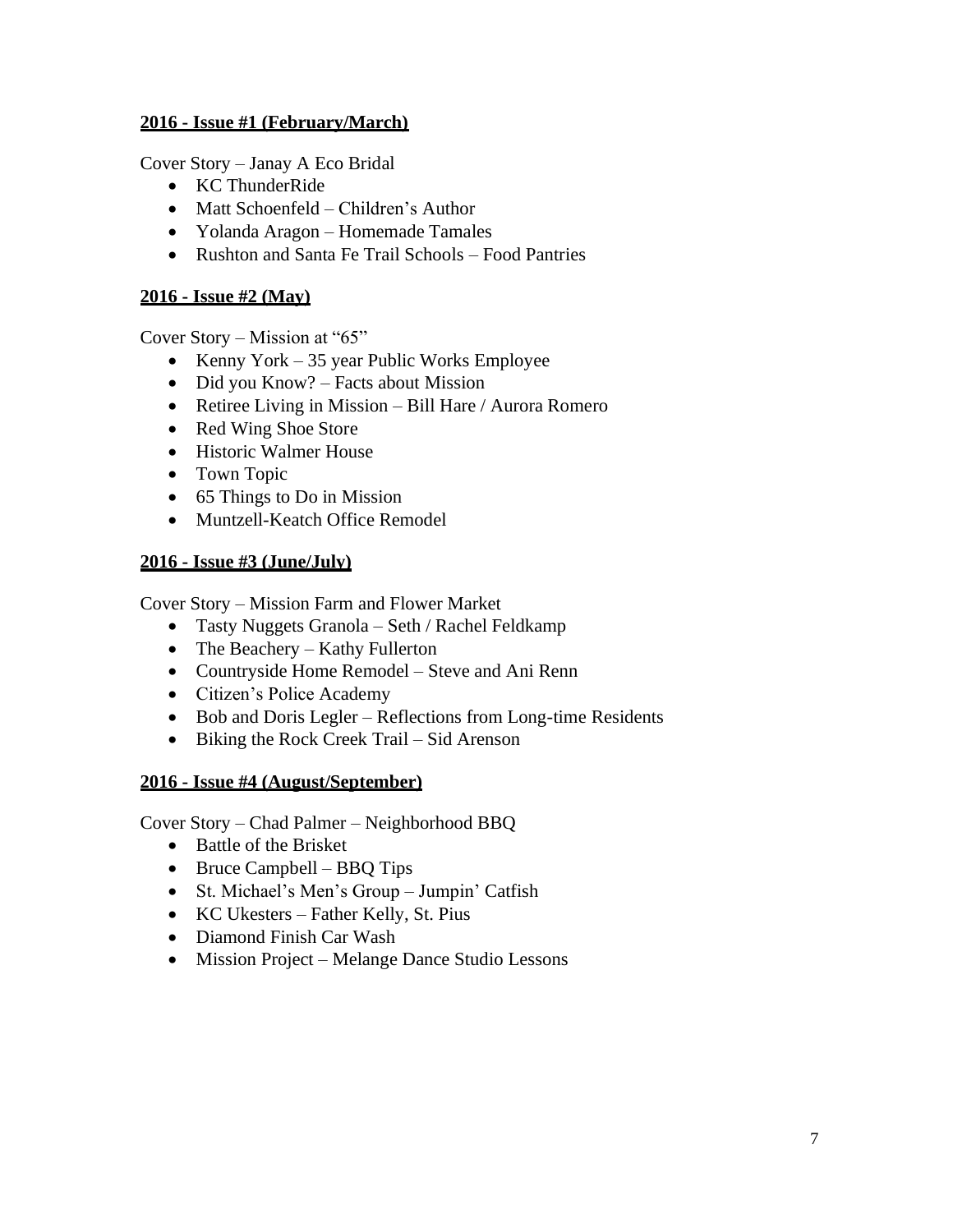**2016 - Issue #1 (February/March)**

Cover Story – Janay A Eco Bridal

- KC ThunderRide
- Matt Schoenfeld – Children's Author
- Yolanda Aragon – Homemade Tamales
- Rushton and Santa Fe Trail Schools – Food Pantries

**2016 - Issue #2 (May)**

Cover Story – Mission at "65"

- Kenny York – 35 year Public Works Employee
- Did you Know? – Facts about Mission
- Retiree Living in Mission – Bill Hare / Aurora Romero
- Red Wing Shoe Store
- Historic Walmer House
- Town Topic
- 65 Things to Do in Mission
- Muntzell-Keatch Office Remodel

**2016 - Issue #3 (June/July)**

Cover Story – Mission Farm and Flower Market

- Tasty Nuggets Granola – Seth / Rachel Feldkamp
- The Beachery – Kathy Fullerton
- Countryside Home Remodel – Steve and Ani Renn
- Citizen's Police Academy
- Bob and Doris Legler – Reflections from Long-time Residents
- Biking the Rock Creek Trail – Sid Arenson

**2016 - Issue #4 (August/September)**

Cover Story – Chad Palmer – Neighborhood BBQ

- Battle of the Brisket
- Bruce Campbell – BBQ Tips
- St. Michael's Men's Group – Jumpin' Catfish
- KC Ukesters – Father Kelly, St. Pius
- Diamond Finish Car Wash
- Mission Project – Melange Dance Studio Lessons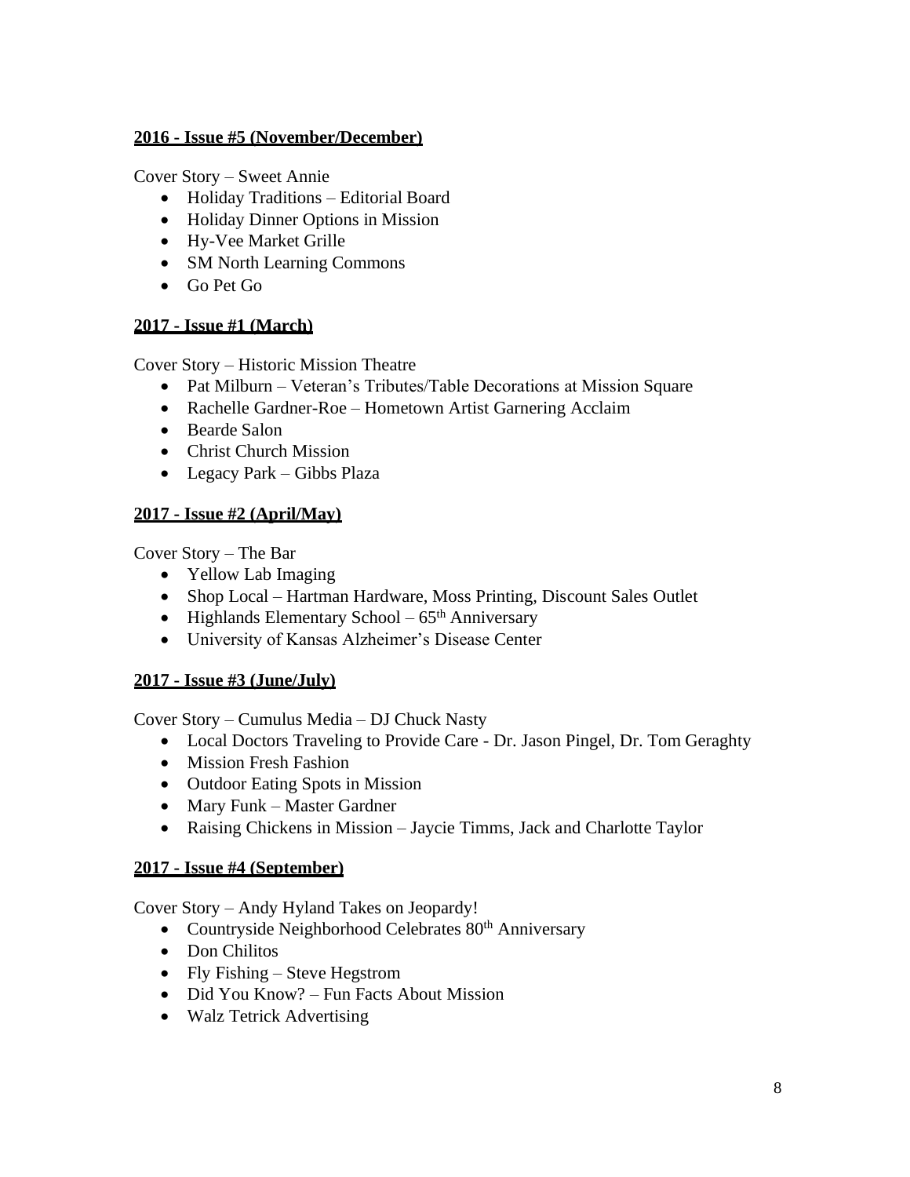**2016 - Issue #5 (November/December)**

Cover Story – Sweet Annie

- Holiday Traditions – Editorial Board
- Holiday Dinner Options in Mission
- Hy-Vee Market Grille
- SM North Learning Commons
- Go Pet Go

**2017 - Issue #1 (March)**

Cover Story – Historic Mission Theatre

- Pat Milburn – Veteran's Tributes/Table Decorations at Mission Square
- Rachelle Gardner-Roe – Hometown Artist Garnering Acclaim
- Bearde Salon
- Christ Church Mission
- Legacy Park – Gibbs Plaza

**2017 - Issue #2 (April/May)**

Cover Story – The Bar

- Yellow Lab Imaging
- Shop Local – Hartman Hardware, Moss Printing, Discount Sales Outlet
- Highlands Elementary School – 65th Anniversary
- University of Kansas Alzheimer's Disease Center

**2017 - Issue #3 (June/July)**

Cover Story – Cumulus Media – DJ Chuck Nasty

- Local Doctors Traveling to Provide Care - Dr. Jason Pingel, Dr. Tom Geraghty
- Mission Fresh Fashion
- Outdoor Eating Spots in Mission
- Mary Funk – Master Gardner
- Raising Chickens in Mission – Jaycie Timms, Jack and Charlotte Taylor

**2017 - Issue #4 (September)**

Cover Story – Andy Hyland Takes on Jeopardy!

- Countryside Neighborhood Celebrates 80th Anniversary
- Don Chilitos
- Fly Fishing – Steve Hegstrom
- Did You Know? – Fun Facts About Mission
- Walz Tetrick Advertising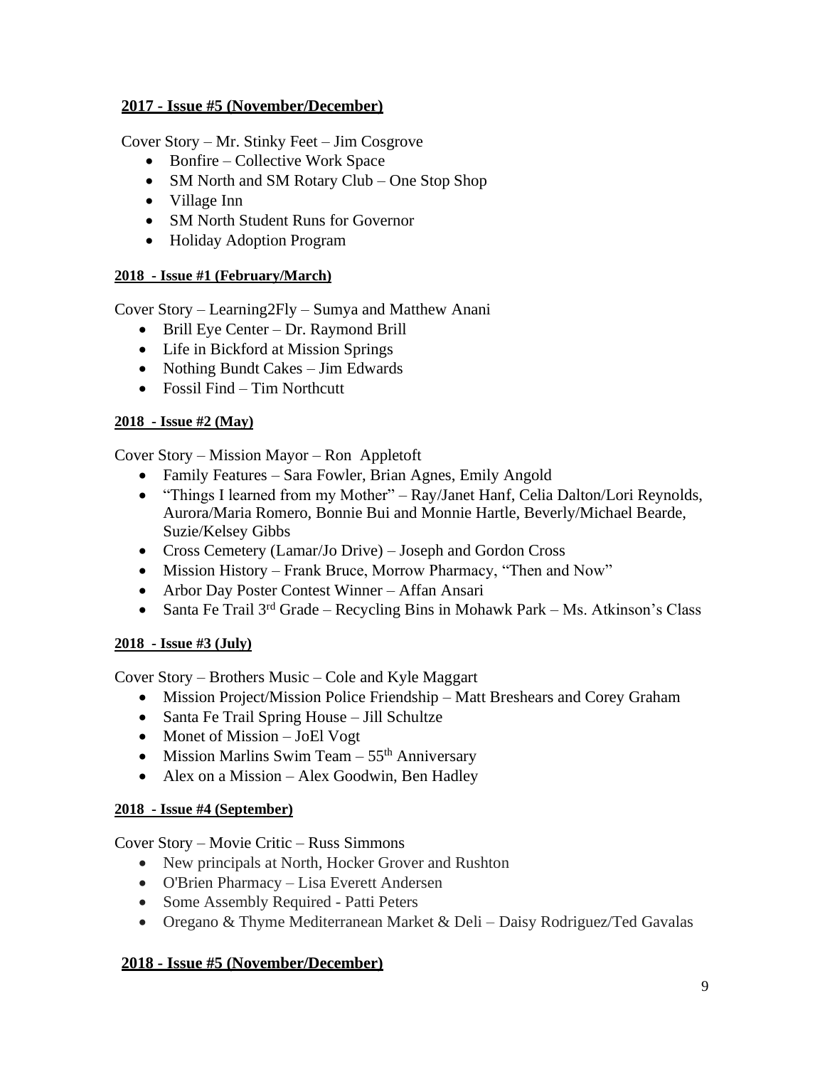**2017 - Issue #5 (November/December)**

Cover Story – Mr. Stinky Feet – Jim Cosgrove

- Bonfire – Collective Work Space
- SM North and SM Rotary Club – One Stop Shop
- Village Inn
- SM North Student Runs for Governor
- Holiday Adoption Program

**2018 - Issue #1 (February/March)**

Cover Story – Learning2Fly – Sumya and Matthew Anani

- Brill Eye Center – Dr. Raymond Brill
- Life in Bickford at Mission Springs
- Nothing Bundt Cakes – Jim Edwards
- Fossil Find – Tim Northcutt

**2018 - Issue #2 (May)**

Cover Story – Mission Mayor – Ron Appletoft

- Family Features – Sara Fowler, Brian Agnes, Emily Angold
- "Things I learned from my Mother" – Ray/Janet Hanf, Celia Dalton/Lori Reynolds, Aurora/Maria Romero, Bonnie Bui and Monnie Hartle, Beverly/Michael Bearde, Suzie/Kelsey Gibbs
- Cross Cemetery (Lamar/Jo Drive) – Joseph and Gordon Cross
- Mission History – Frank Bruce, Morrow Pharmacy, "Then and Now"
- Arbor Day Poster Contest Winner – Affan Ansari
- Santa Fe Trail 3rd Grade – Recycling Bins in Mohawk Park – Ms. Atkinson's Class

**2018 - Issue #3 (July)**

Cover Story – Brothers Music – Cole and Kyle Maggart

- Mission Project/Mission Police Friendship – Matt Breshears and Corey Graham
- Santa Fe Trail Spring House – Jill Schultze
- Monet of Mission – JoEl Vogt
- Mission Marlins Swim Team – 55th Anniversary
- Alex on a Mission – Alex Goodwin, Ben Hadley

**2018 - Issue #4 (September)**

Cover Story – Movie Critic – Russ Simmons

- New principals at North, Hocker Grover and Rushton
- O'Brien Pharmacy – Lisa Everett Andersen
- Some Assembly Required - Patti Peters
- Oregano & Thyme Mediterranean Market & Deli – Daisy Rodriguez/Ted Gavalas

**2018 - Issue #5 (November/December)**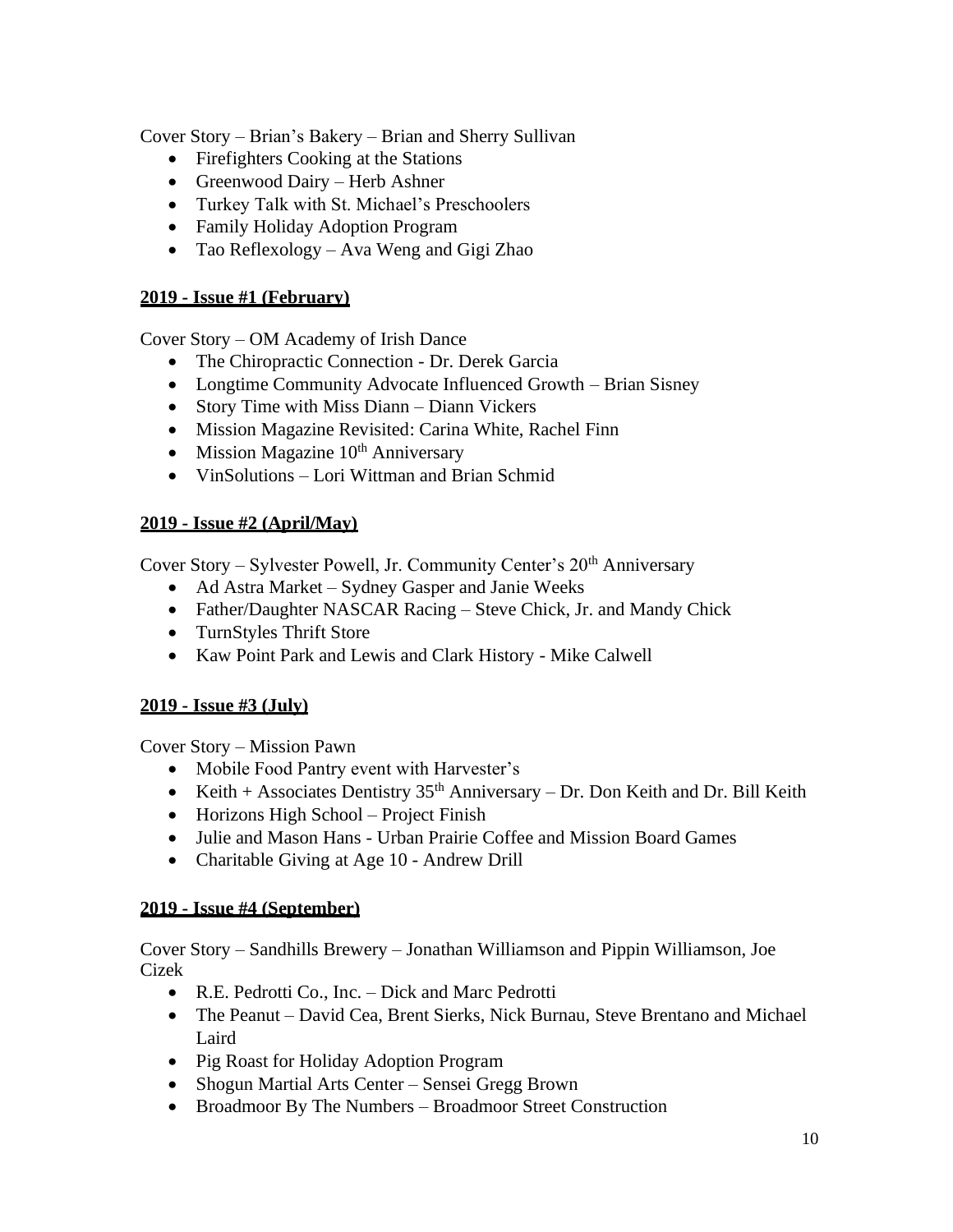Cover Story – Brian's Bakery – Brian and Sherry Sullivan

- Firefighters Cooking at the Stations
- Greenwood Dairy – Herb Ashner
- Turkey Talk with St. Michael's Preschoolers
- Family Holiday Adoption Program
- Tao Reflexology – Ava Weng and Gigi Zhao

**2019 - Issue #1 (February)**

Cover Story – OM Academy of Irish Dance

- The Chiropractic Connection - Dr. Derek Garcia
- Longtime Community Advocate Influenced Growth – Brian Sisney
- Story Time with Miss Diann – Diann Vickers
- Mission Magazine Revisited: Carina White, Rachel Finn
- Mission Magazine 10th Anniversary
- VinSolutions – Lori Wittman and Brian Schmid

**2019 - Issue #2 (April/May)**

Cover Story – Sylvester Powell, Jr. Community Center's 20th Anniversary

- Ad Astra Market – Sydney Gasper and Janie Weeks
- Father/Daughter NASCAR Racing – Steve Chick, Jr. and Mandy Chick
- TurnStyles Thrift Store
- Kaw Point Park and Lewis and Clark History - Mike Calwell

**2019 - Issue #3 (July)**

Cover Story – Mission Pawn

- Mobile Food Pantry event with Harvester's
- Keith + Associates Dentistry 35th Anniversary – Dr. Don Keith and Dr. Bill Keith
- Horizons High School – Project Finish
- Julie and Mason Hans - Urban Prairie Coffee and Mission Board Games
- Charitable Giving at Age 10 - Andrew Drill

**2019 - Issue #4 (September)**

Cover Story – Sandhills Brewery – Jonathan Williamson and Pippin Williamson, Joe Cizek

- R.E. Pedrotti Co., Inc. – Dick and Marc Pedrotti
- The Peanut – David Cea, Brent Sierks, Nick Burnau, Steve Brentano and Michael Laird
- Pig Roast for Holiday Adoption Program
- Shogun Martial Arts Center – Sensei Gregg Brown
- Broadmoor By The Numbers – Broadmoor Street Construction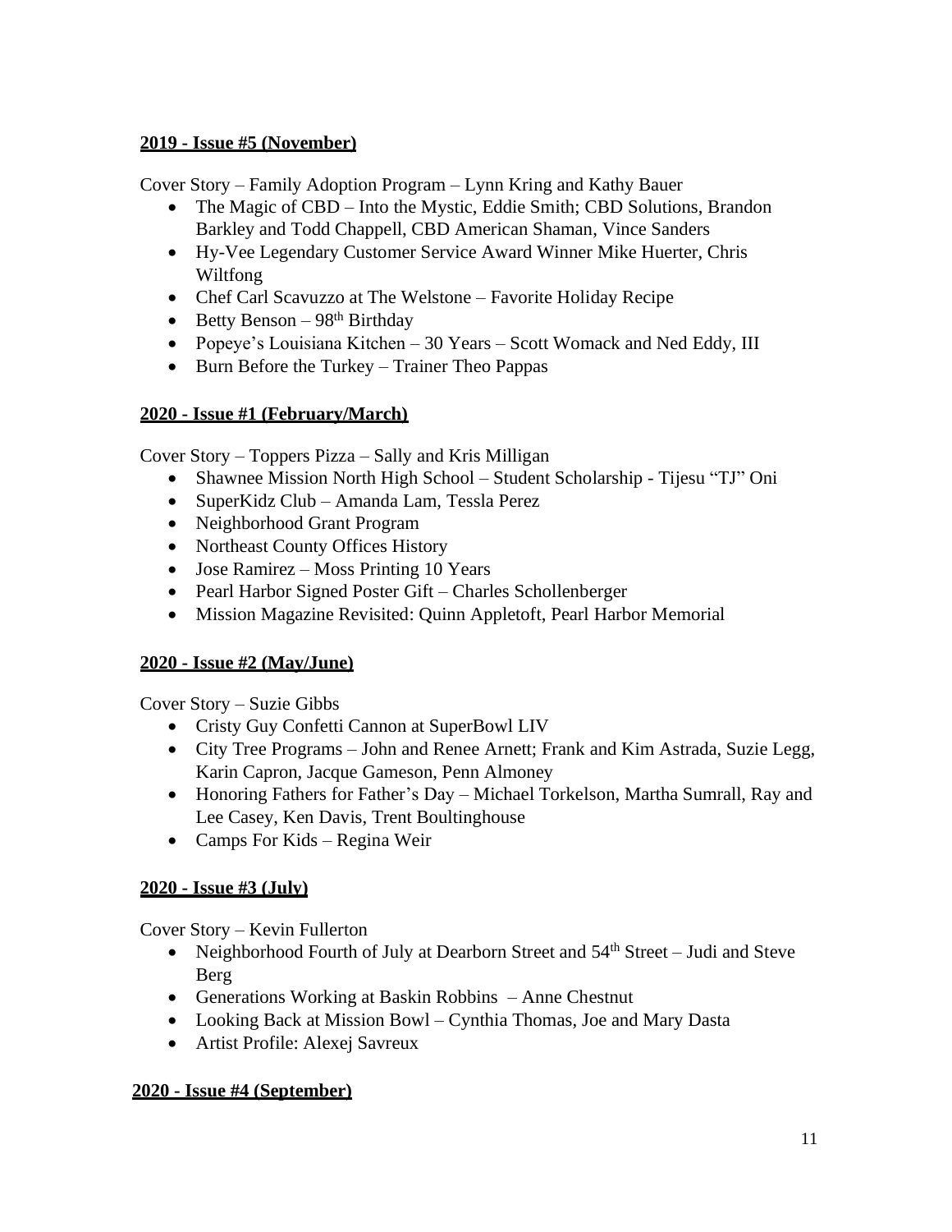**2019 - Issue #5 (November)**

Cover Story – Family Adoption Program – Lynn Kring and Kathy Bauer

- The Magic of CBD – Into the Mystic, Eddie Smith; CBD Solutions, Brandon Barkley and Todd Chappell, CBD American Shaman, Vince Sanders
- Hy-Vee Legendary Customer Service Award Winner Mike Huerter, Chris Wiltfong
- Chef Carl Scavuzzo at The Welstone – Favorite Holiday Recipe
- Betty Benson – 98th Birthday
- Popeye's Louisiana Kitchen – 30 Years – Scott Womack and Ned Eddy, III
- Burn Before the Turkey – Trainer Theo Pappas

**2020 - Issue #1 (February/March)**

Cover Story – Toppers Pizza – Sally and Kris Milligan

- Shawnee Mission North High School – Student Scholarship - Tijesu "TJ" Oni
- SuperKidz Club – Amanda Lam, Tessla Perez
- Neighborhood Grant Program
- Northeast County Offices History
- Jose Ramirez – Moss Printing 10 Years
- Pearl Harbor Signed Poster Gift – Charles Schollenberger
- Mission Magazine Revisited: Quinn Appletoft, Pearl Harbor Memorial

**2020 - Issue #2 (May/June)**

Cover Story – Suzie Gibbs

- Cristy Guy Confetti Cannon at SuperBowl LIV
- City Tree Programs – John and Renee Arnett; Frank and Kim Astrada, Suzie Legg, Karin Capron, Jacque Gameson, Penn Almoney
- Honoring Fathers for Father's Day – Michael Torkelson, Martha Sumrall, Ray and Lee Casey, Ken Davis, Trent Boultinghouse
- Camps For Kids – Regina Weir

**2020 - Issue #3 (July)**

Cover Story – Kevin Fullerton

- Neighborhood Fourth of July at Dearborn Street and 54th Street – Judi and Steve Berg
- Generations Working at Baskin Robbins – Anne Chestnut
- Looking Back at Mission Bowl – Cynthia Thomas, Joe and Mary Dasta
- Artist Profile: Alexej Savreux

**2020 - Issue #4 (September)**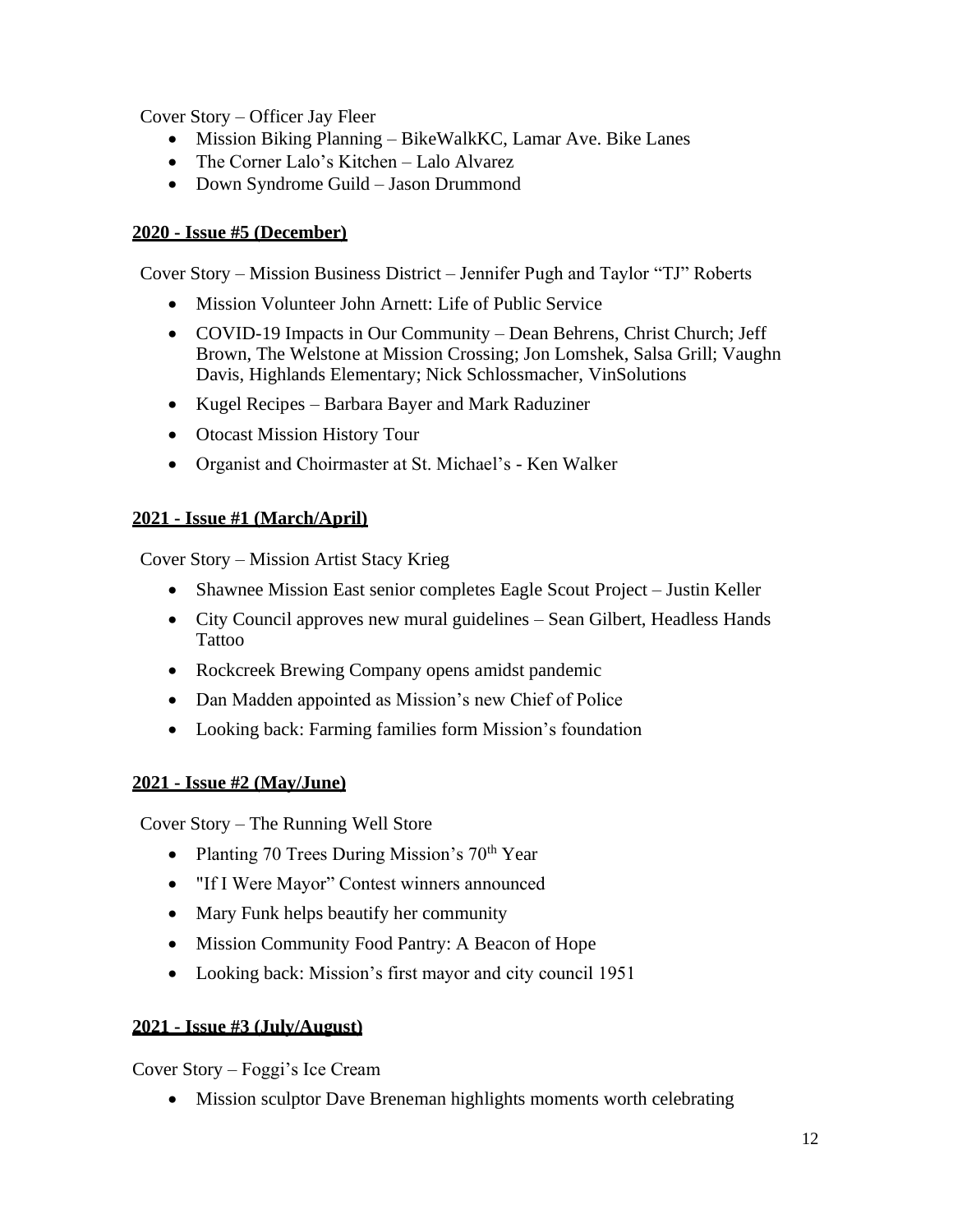Cover Story – Officer Jay Fleer

- Mission Biking Planning – BikeWalkKC, Lamar Ave. Bike Lanes
- The Corner Lalo's Kitchen – Lalo Alvarez
- Down Syndrome Guild – Jason Drummond

**2020 - Issue #5 (December)**

Cover Story – Mission Business District – Jennifer Pugh and Taylor "TJ" Roberts

- Mission Volunteer John Arnett: Life of Public Service
- COVID-19 Impacts in Our Community – Dean Behrens, Christ Church; Jeff Brown, The Welstone at Mission Crossing; Jon Lomshek, Salsa Grill; Vaughn Davis, Highlands Elementary; Nick Schlossmacher, VinSolutions
- Kugel Recipes – Barbara Bayer and Mark Raduziner
- Otocast Mission History Tour
- Organist and Choirmaster at St. Michael's - Ken Walker

**2021 - Issue #1 (March/April)**

Cover Story – Mission Artist Stacy Krieg

- Shawnee Mission East senior completes Eagle Scout Project – Justin Keller
- City Council approves new mural guidelines – Sean Gilbert, Headless Hands Tattoo
- Rockcreek Brewing Company opens amidst pandemic
- Dan Madden appointed as Mission's new Chief of Police
- Looking back: Farming families form Mission's foundation

**2021 - Issue #2 (May/June)**

Cover Story – The Running Well Store

- Planting 70 Trees During Mission's 70th Year
- "If I Were Mayor" Contest winners announced
- Mary Funk helps beautify her community
- Mission Community Food Pantry: A Beacon of Hope
- Looking back: Mission's first mayor and city council 1951

**2021 - Issue #3 (July/August)**

Cover Story – Foggi's Ice Cream

- Mission sculptor Dave Breneman highlights moments worth celebrating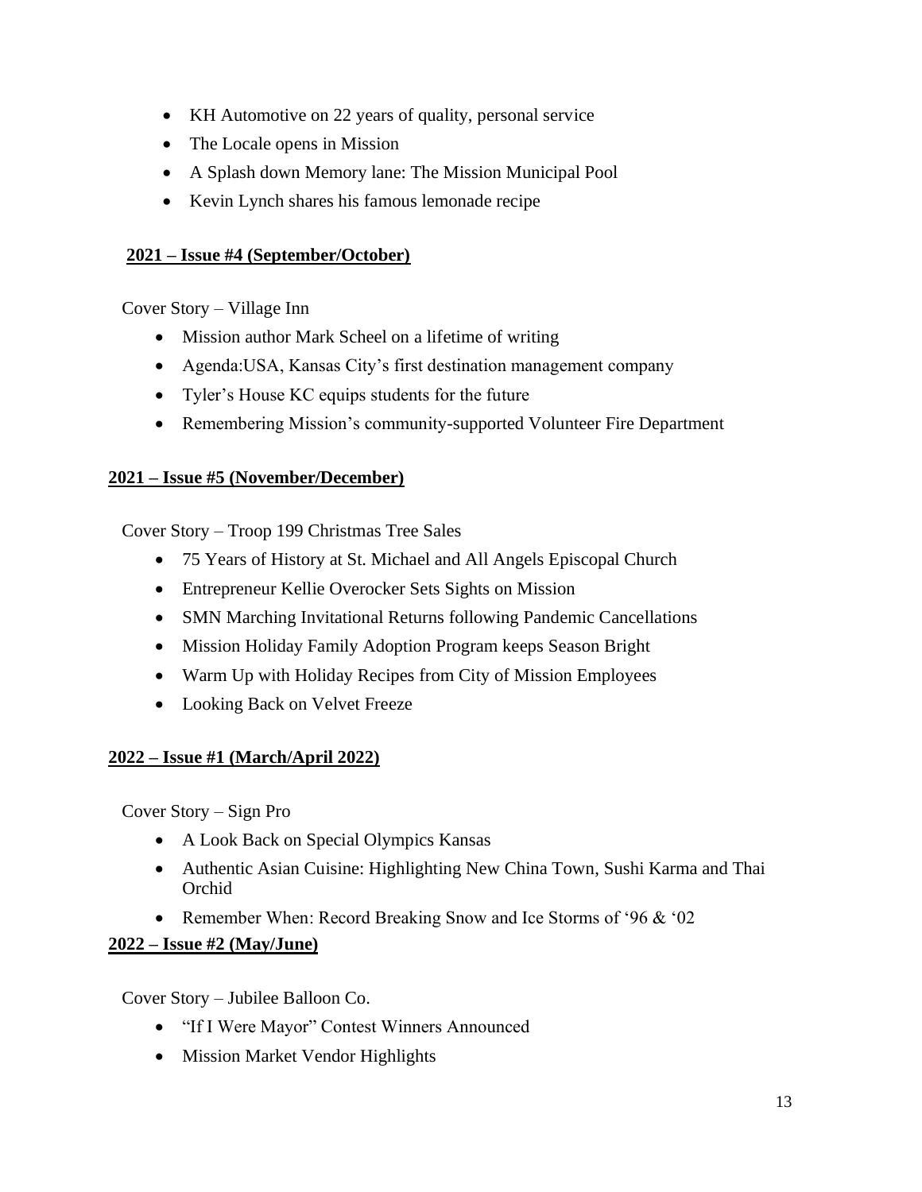- KH Automotive on 22 years of quality, personal service
- The Locale opens in Mission
- A Splash down Memory lane: The Mission Municipal Pool
- Kevin Lynch shares his famous lemonade recipe

**2021 – Issue #4 (September/October)**

Cover Story – Village Inn

- Mission author Mark Scheel on a lifetime of writing
- Agenda:USA, Kansas City's first destination management company
- Tyler's House KC equips students for the future
- Remembering Mission's community-supported Volunteer Fire Department

**2021 – Issue #5 (November/December)**

Cover Story – Troop 199 Christmas Tree Sales

- 75 Years of History at St. Michael and All Angels Episcopal Church
- Entrepreneur Kellie Overocker Sets Sights on Mission
- SMN Marching Invitational Returns following Pandemic Cancellations
- Mission Holiday Family Adoption Program keeps Season Bright
- Warm Up with Holiday Recipes from City of Mission Employees
- Looking Back on Velvet Freeze

**2022 – Issue #1 (March/April 2022)**

Cover Story – Sign Pro

- A Look Back on Special Olympics Kansas
- Authentic Asian Cuisine: Highlighting New China Town, Sushi Karma and Thai Orchid
- Remember When: Record Breaking Snow and Ice Storms of '96 & '02

**2022 – Issue #2 (May/June)**

Cover Story – Jubilee Balloon Co.

- "If I Were Mayor" Contest Winners Announced
- Mission Market Vendor Highlights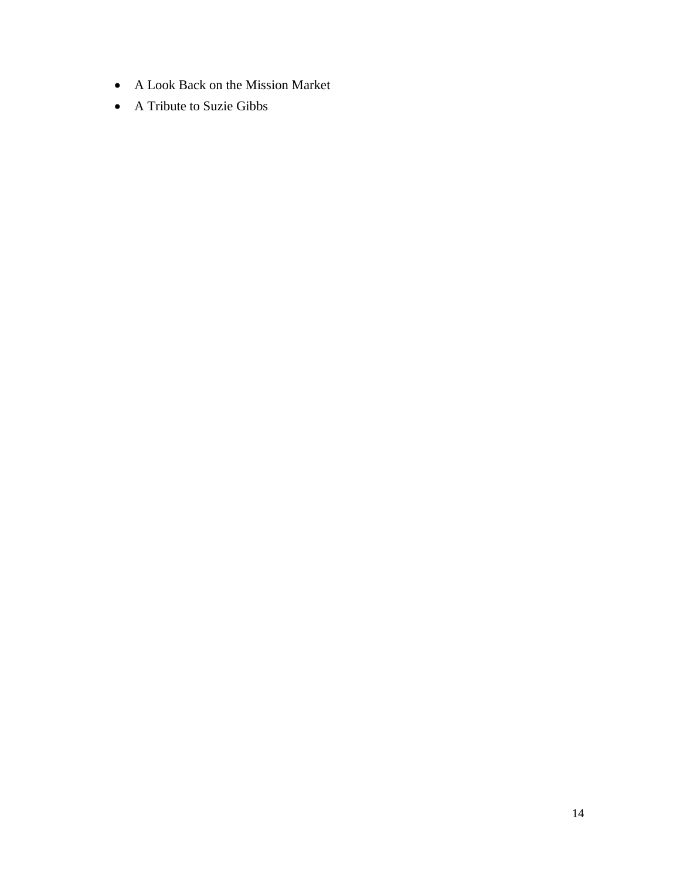- A Look Back on the Mission Market
- A Tribute to Suzie Gibbs